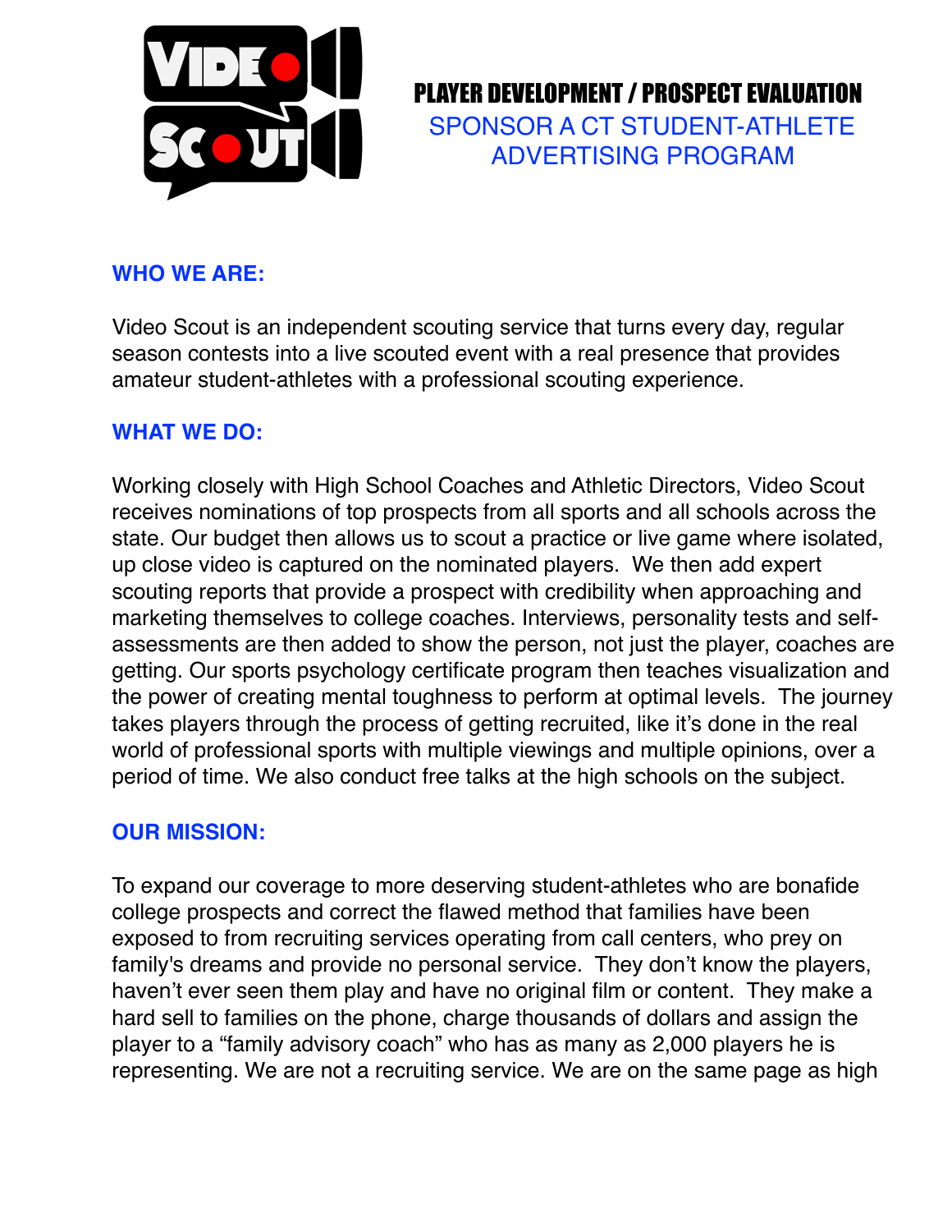# PLAYER DEVELOPMENT / PROSPECT EVALUATION

## SPONSOR A CT STUDENT-ATHLETE ADVERTISING PROGRAM

### WHO WE ARE:

Video Scout is an independent scouting service that turns every day, regular season contests into a live scouted event with a real presence that provides amateur student-athletes with a professional scouting experience.

### WHAT WE DO:

Working closely with High School Coaches and Athletic Directors, Video Scout receives nominations of top prospects from all sports and all schools across the state. Our budget then allows us to scout a practice or live game where isolated, up close video is captured on the nominated players. We then add expert scouting reports that provide a prospect with credibility when approaching and marketing themselves to college coaches. Interviews, personality tests and self-assessments are then added to show the person, not just the player, coaches are getting. Our sports psychology certificate program then teaches visualization and the power of creating mental toughness to perform at optimal levels. The journey takes players through the process of getting recruited, like it's done in the real world of professional sports with multiple viewings and multiple opinions, over a period of time. We also conduct free talks at the high schools on the subject.

### OUR MISSION:

To expand our coverage to more deserving student-athletes who are bonafide college prospects and correct the flawed method that families have been exposed to from recruiting services operating from call centers, who prey on family's dreams and provide no personal service. They don't know the players, haven't ever seen them play and have no original film or content. They make a hard sell to families on the phone, charge thousands of dollars and assign the player to a "family advisory coach" who has as many as 2,000 players he is representing. We are not a recruiting service. We are on the same page as high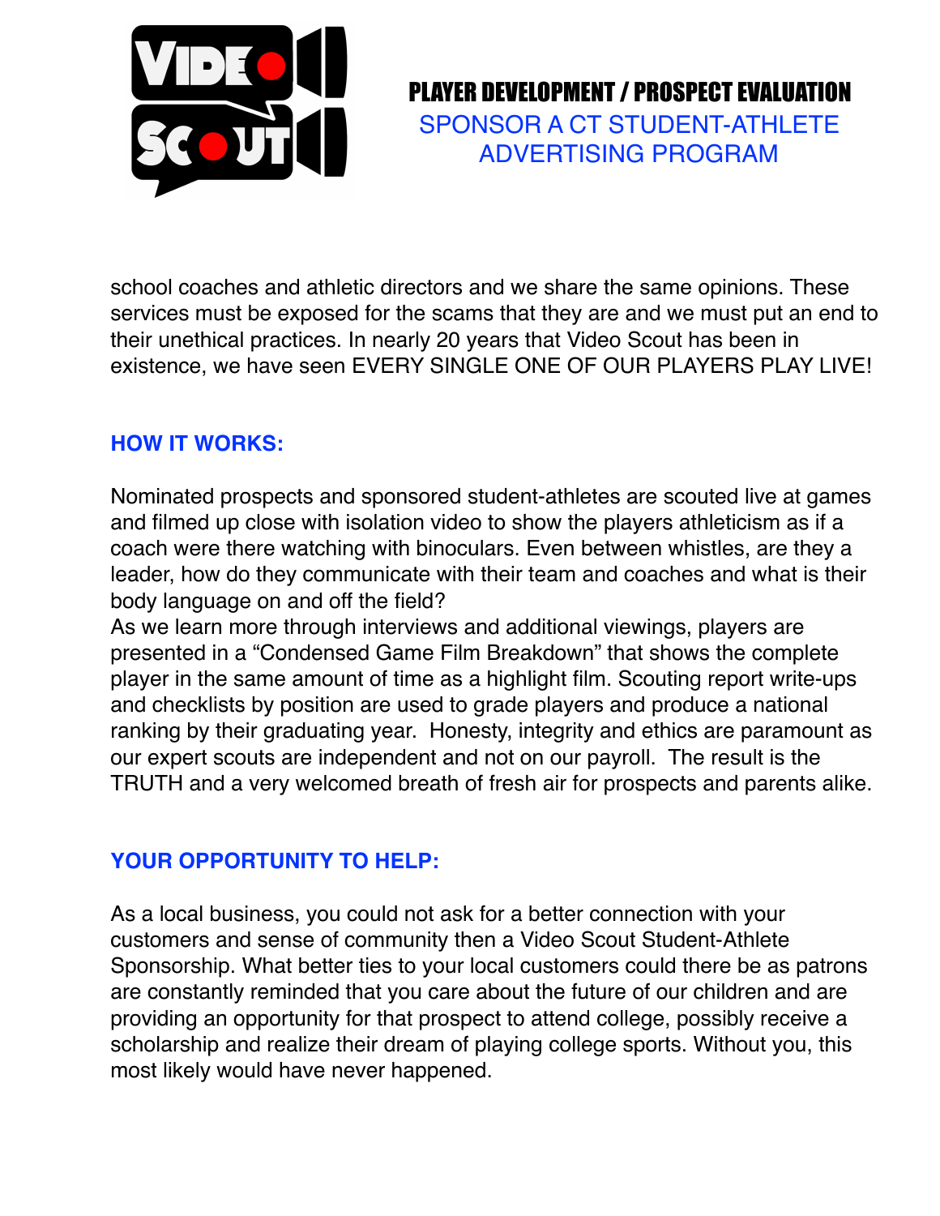school coaches and athletic directors and we share the same opinions. These services must be exposed for the scams that they are and we must put an end to their unethical practices. In nearly 20 years that Video Scout has been in existence, we have seen EVERY SINGLE ONE OF OUR PLAYERS PLAY LIVE!

## HOW IT WORKS:

Nominated prospects and sponsored student-athletes are scouted live at games and filmed up close with isolation video to show the players athleticism as if a coach were there watching with binoculars. Even between whistles, are they a leader, how do they communicate with their team and coaches and what is their body language on and off the field?
As we learn more through interviews and additional viewings, players are presented in a "Condensed Game Film Breakdown" that shows the complete player in the same amount of time as a highlight film. Scouting report write-ups and checklists by position are used to grade players and produce a national ranking by their graduating year. Honesty, integrity and ethics are paramount as our expert scouts are independent and not on our payroll. The result is the TRUTH and a very welcomed breath of fresh air for prospects and parents alike.

## YOUR OPPORTUNITY TO HELP:

As a local business, you could not ask for a better connection with your customers and sense of community then a Video Scout Student-Athlete Sponsorship. What better ties to your local customers could there be as patrons are constantly reminded that you care about the future of our children and are providing an opportunity for that prospect to attend college, possibly receive a scholarship and realize their dream of playing college sports. Without you, this most likely would have never happened.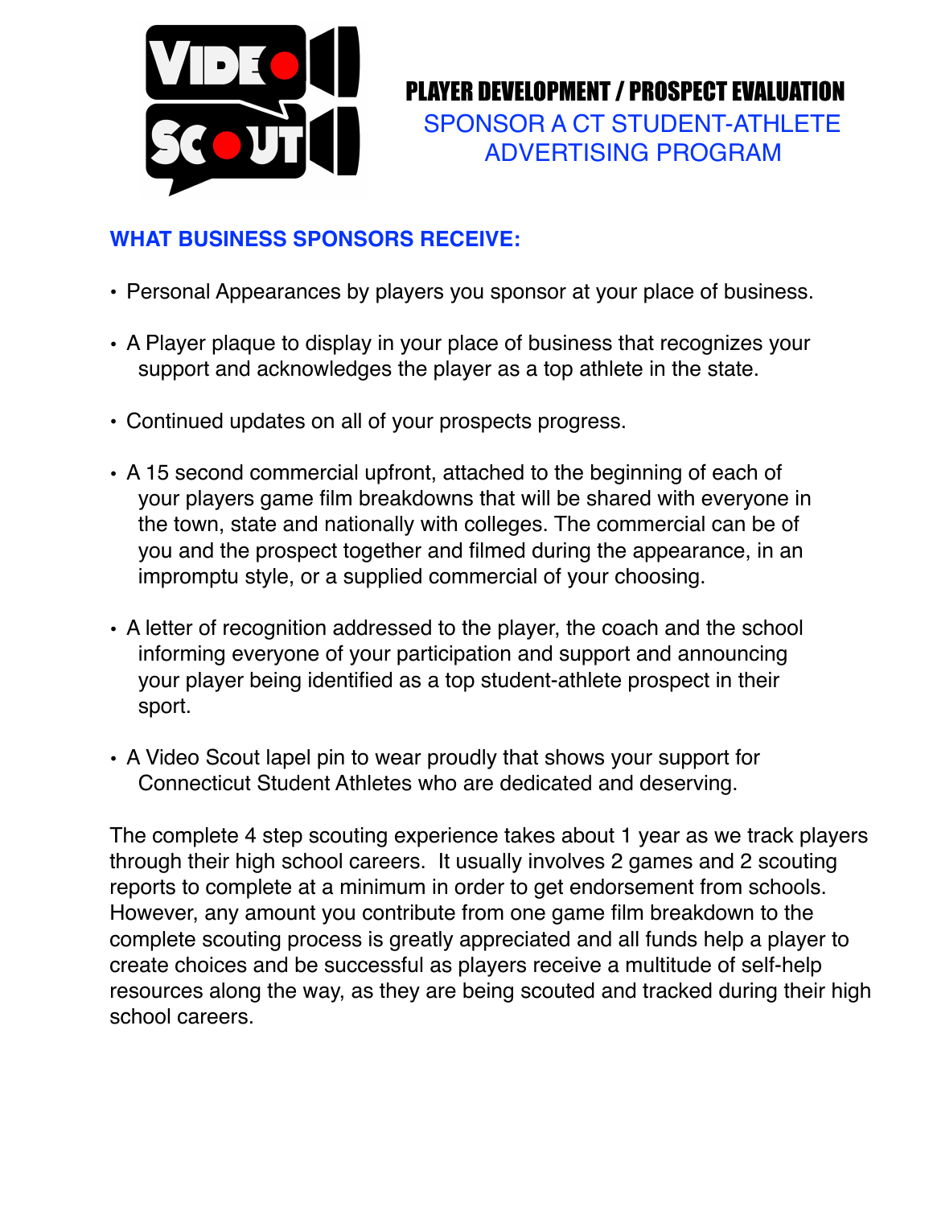# PLAYER DEVELOPMENT / PROSPECT EVALUATION

## SPONSOR A CT STUDENT-ATHLETE ADVERTISING PROGRAM

### WHAT BUSINESS SPONSORS RECEIVE:

- Personal Appearances by players you sponsor at your place of business.
- A Player plaque to display in your place of business that recognizes your support and acknowledges the player as a top athlete in the state.
- Continued updates on all of your prospects progress.
- A 15 second commercial upfront, attached to the beginning of each of your players game film breakdowns that will be shared with everyone in the town, state and nationally with colleges. The commercial can be of you and the prospect together and filmed during the appearance, in an impromptu style, or a supplied commercial of your choosing.
- A letter of recognition addressed to the player, the coach and the school informing everyone of your participation and support and announcing your player being identified as a top student-athlete prospect in their sport.
- A Video Scout lapel pin to wear proudly that shows your support for Connecticut Student Athletes who are dedicated and deserving.

The complete 4 step scouting experience takes about 1 year as we track players through their high school careers. It usually involves 2 games and 2 scouting reports to complete at a minimum in order to get endorsement from schools. However, any amount you contribute from one game film breakdown to the complete scouting process is greatly appreciated and all funds help a player to create choices and be successful as players receive a multitude of self-help resources along the way, as they are being scouted and tracked during their high school careers.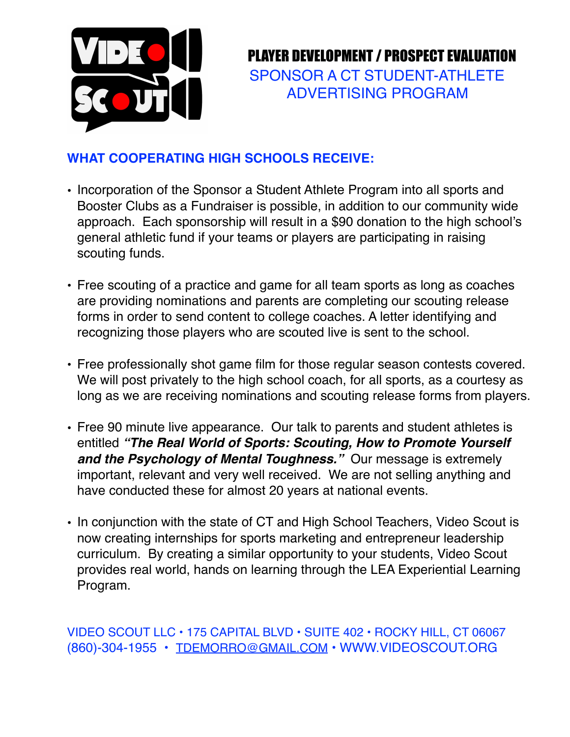VIDEO SCOUT

# PLAYER DEVELOPMENT / PROSPECT EVALUATION

## SPONSOR A CT STUDENT-ATHLETE ADVERTISING PROGRAM

### WHAT COOPERATING HIGH SCHOOLS RECEIVE:

- Incorporation of the Sponsor a Student Athlete Program into all sports and Booster Clubs as a Fundraiser is possible, in addition to our community wide approach. Each sponsorship will result in a $90 donation to the high school's general athletic fund if your teams or players are participating in raising scouting funds.

- Free scouting of a practice and game for all team sports as long as coaches are providing nominations and parents are completing our scouting release forms in order to send content to college coaches. A letter identifying and recognizing those players who are scouted live is sent to the school.

- Free professionally shot game film for those regular season contests covered. We will post privately to the high school coach, for all sports, as a courtesy as long as we are receiving nominations and scouting release forms from players.

- Free 90 minute live appearance. Our talk to parents and student athletes is entitled ***"The Real World of Sports: Scouting, How to Promote Yourself and the Psychology of Mental Toughness."*** Our message is extremely important, relevant and very well received. We are not selling anything and have conducted these for almost 20 years at national events.

- In conjunction with the state of CT and High School Teachers, Video Scout is now creating internships for sports marketing and entrepreneur leadership curriculum. By creating a similar opportunity to your students, Video Scout provides real world, hands on learning through the LEA Experiential Learning Program.

VIDEO SCOUT LLC • 175 CAPITAL BLVD • SUITE 402 • ROCKY HILL, CT 06067
(860)-304-1955 • TDEMORRO@GMAIL.COM • WWW.VIDEOSCOUT.ORG